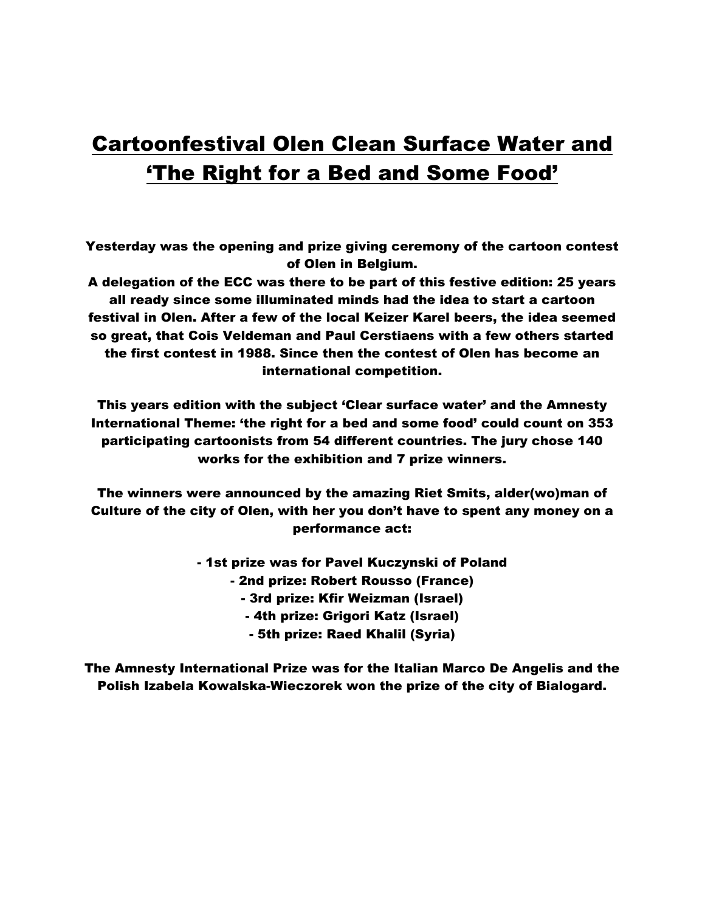# Cartoonfestival Olen Clean Surface Water and 'The Right for a Bed and Some Food'

**Yesterday was the opening and prize giving ceremony of the cartoon contest of Olen in Belgium.**
**A delegation of the ECC was there to be part of this festive edition: 25 years all ready since some illuminated minds had the idea to start a cartoon festival in Olen. After a few of the local Keizer Karel beers, the idea seemed so great, that Cois Veldeman and Paul Cerstiaens with a few others started the first contest in 1988. Since then the contest of Olen has become an international competition.**

**This years edition with the subject 'Clear surface water' and the Amnesty International Theme: 'the right for a bed and some food' could count on 353 participating cartoonists from 54 different countries. The jury chose 140 works for the exhibition and 7 prize winners.**

**The winners were announced by the amazing Riet Smits, alder(wo)man of Culture of the city of Olen, with her you don't have to spent any money on a performance act:**

- **1st prize was for Pavel Kuczynski of Poland**
- **2nd prize: Robert Rousso (France)**
- **3rd prize: Kfir Weizman (Israel)**
- **4th prize: Grigori Katz (Israel)**
- **5th prize: Raed Khalil (Syria)**

**The Amnesty International Prize was for the Italian Marco De Angelis and the Polish Izabela Kowalska-Wieczorek won the prize of the city of Bialogard.**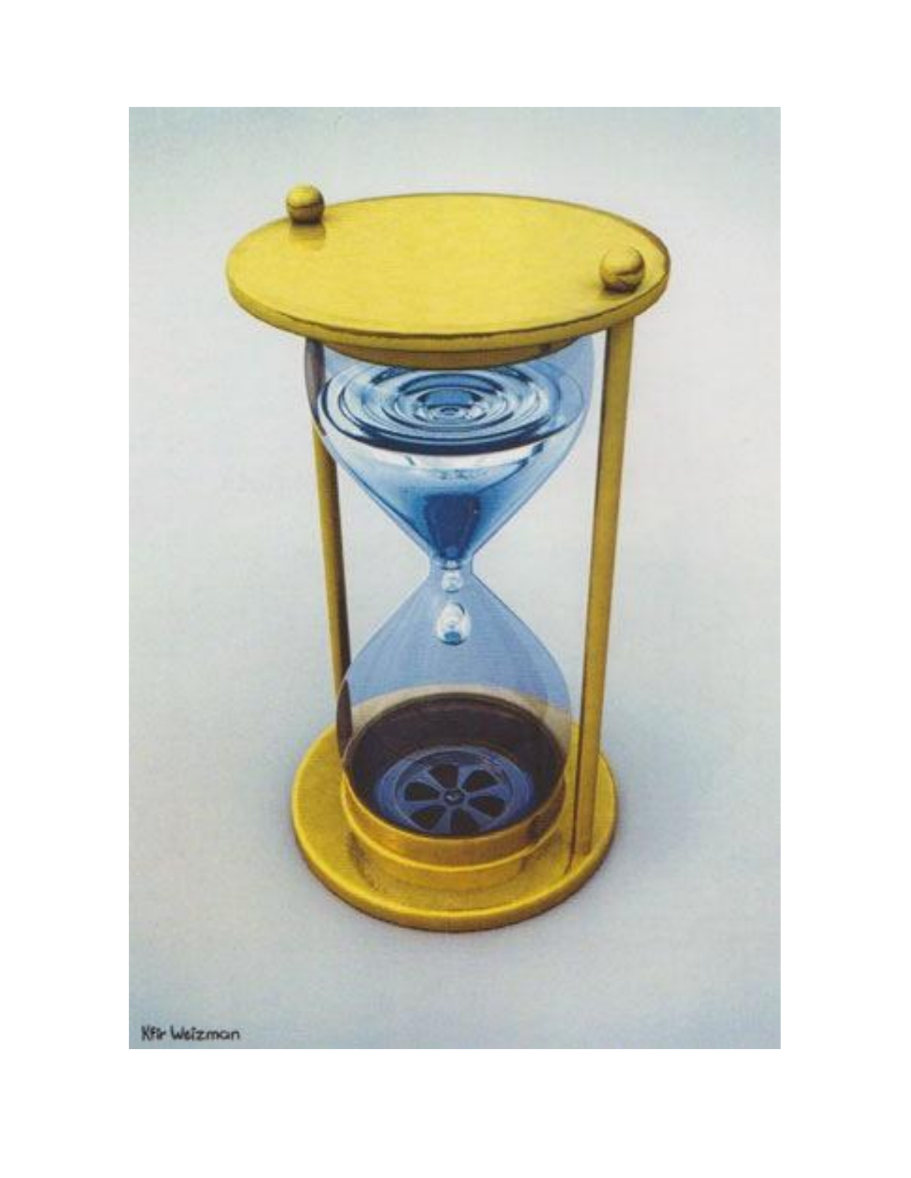Kfir Weizman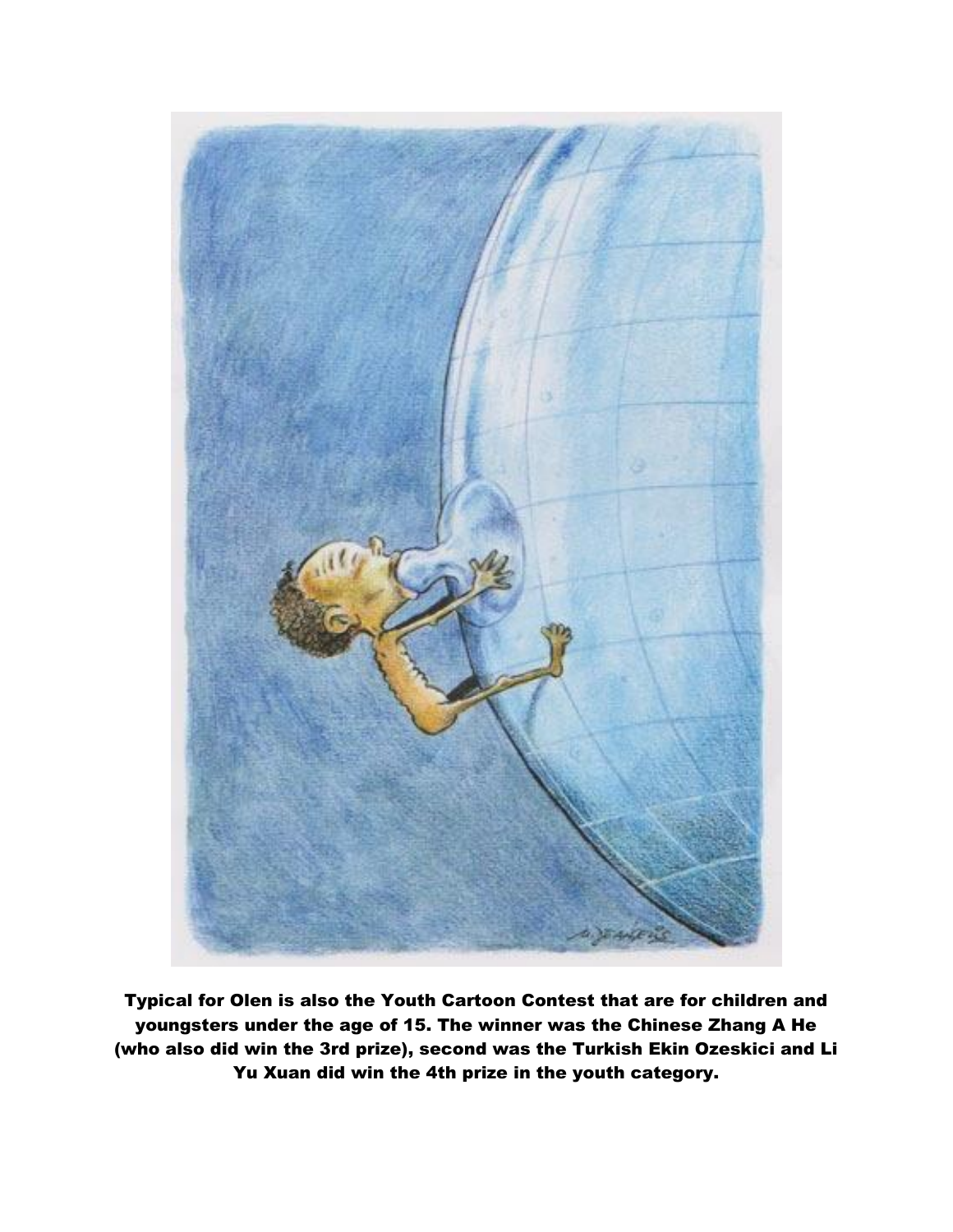**Typical for Olen is also the Youth Cartoon Contest that are for children and youngsters under the age of 15. The winner was the Chinese Zhang A He (who also did win the 3rd prize), second was the Turkish Ekin Ozeskici and Li Yu Xuan did win the 4th prize in the youth category.**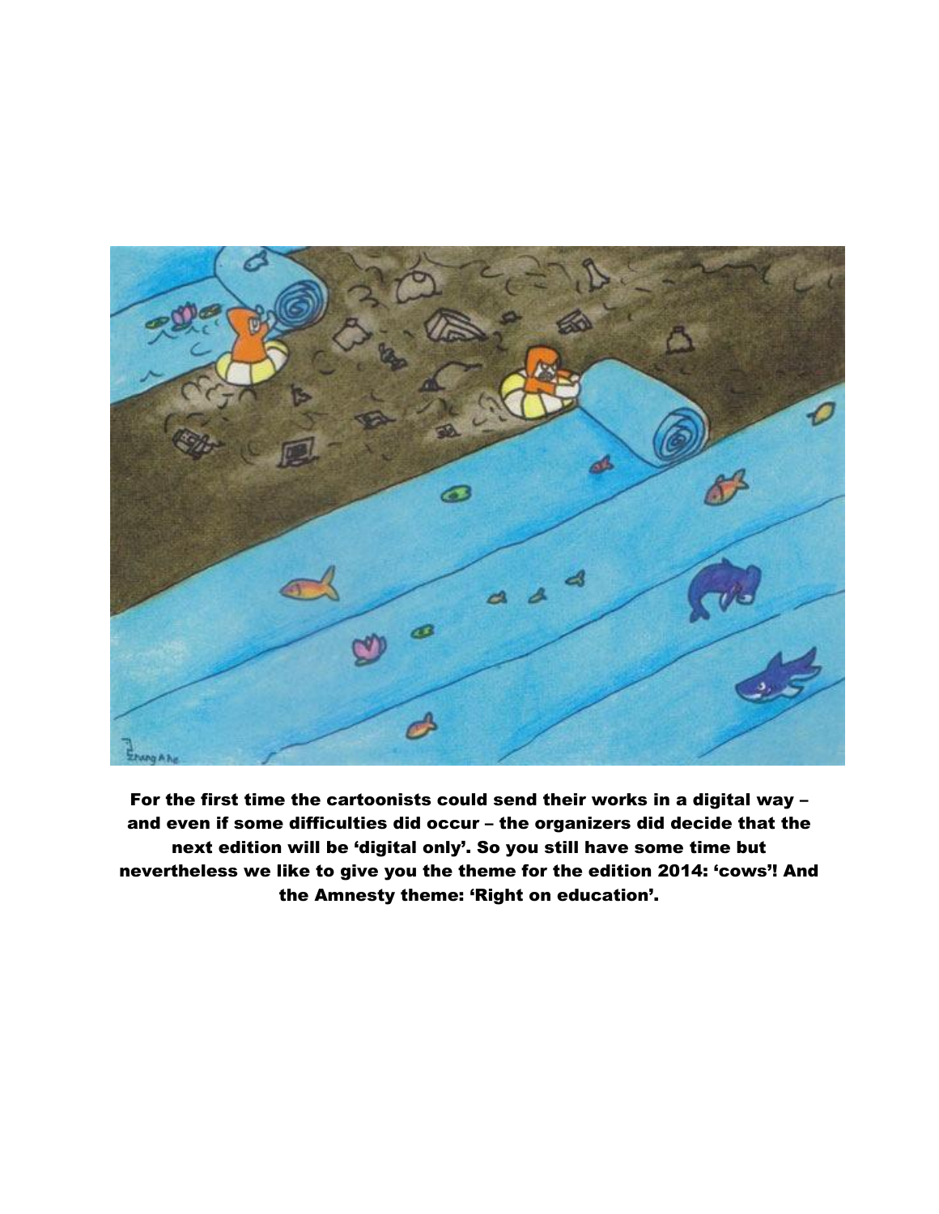**For the first time the cartoonists could send their works in a digital way – and even if some difficulties did occur – the organizers did decide that the next edition will be 'digital only'. So you still have some time but nevertheless we like to give you the theme for the edition 2014: 'cows'! And the Amnesty theme: 'Right on education'.**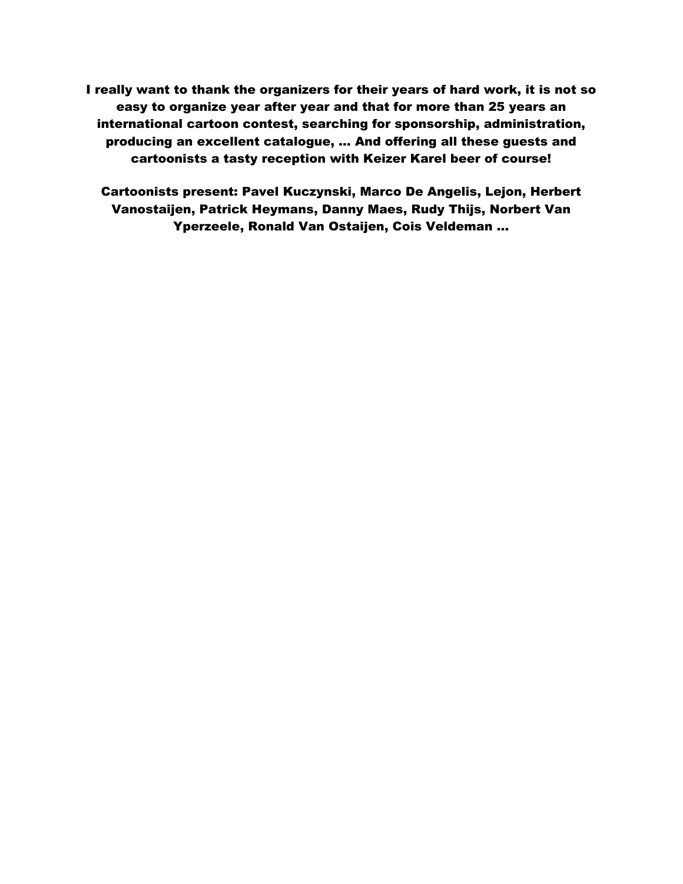**I really want to thank the organizers for their years of hard work, it is not so easy to organize year after year and that for more than 25 years an international cartoon contest, searching for sponsorship, administration, producing an excellent catalogue, … And offering all these guests and cartoonists a tasty reception with Keizer Karel beer of course!**

**Cartoonists present: Pavel Kuczynski, Marco De Angelis, Lejon, Herbert Vanostaijen, Patrick Heymans, Danny Maes, Rudy Thijs, Norbert Van Yperzeele, Ronald Van Ostaijen, Cois Veldeman …**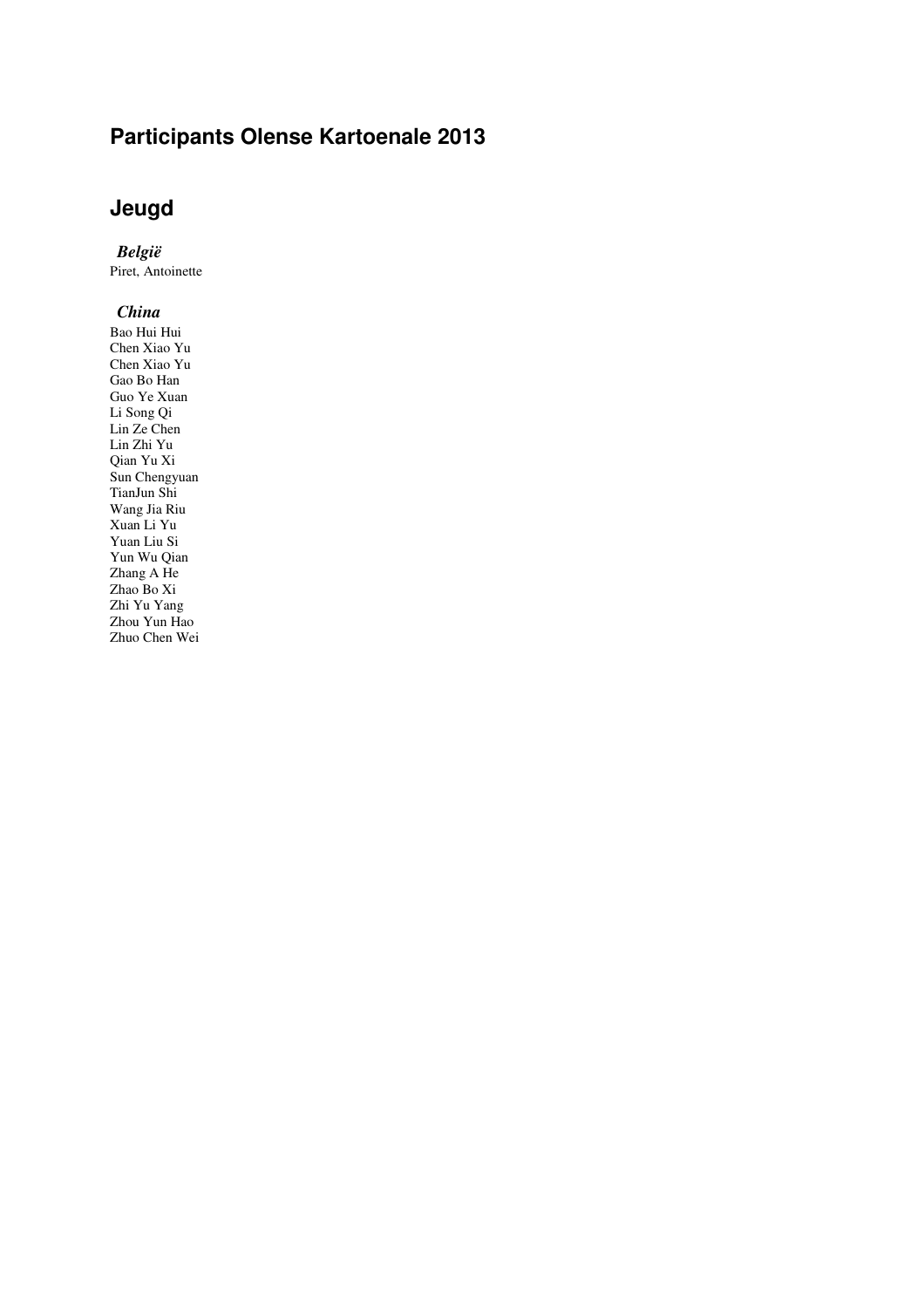# Participants Olense Kartoenale 2013

## Jeugd

### *België*

Piret, Antoinette

### *China*

Bao Hui Hui
Chen Xiao Yu
Chen Xiao Yu
Gao Bo Han
Guo Ye Xuan
Li Song Qi
Lin Ze Chen
Lin Zhi Yu
Qian Yu Xi
Sun Chengyuan
TianJun Shi
Wang Jia Riu
Xuan Li Yu
Yuan Liu Si
Yun Wu Qian
Zhang A He
Zhao Bo Xi
Zhi Yu Yang
Zhou Yun Hao
Zhuo Chen Wei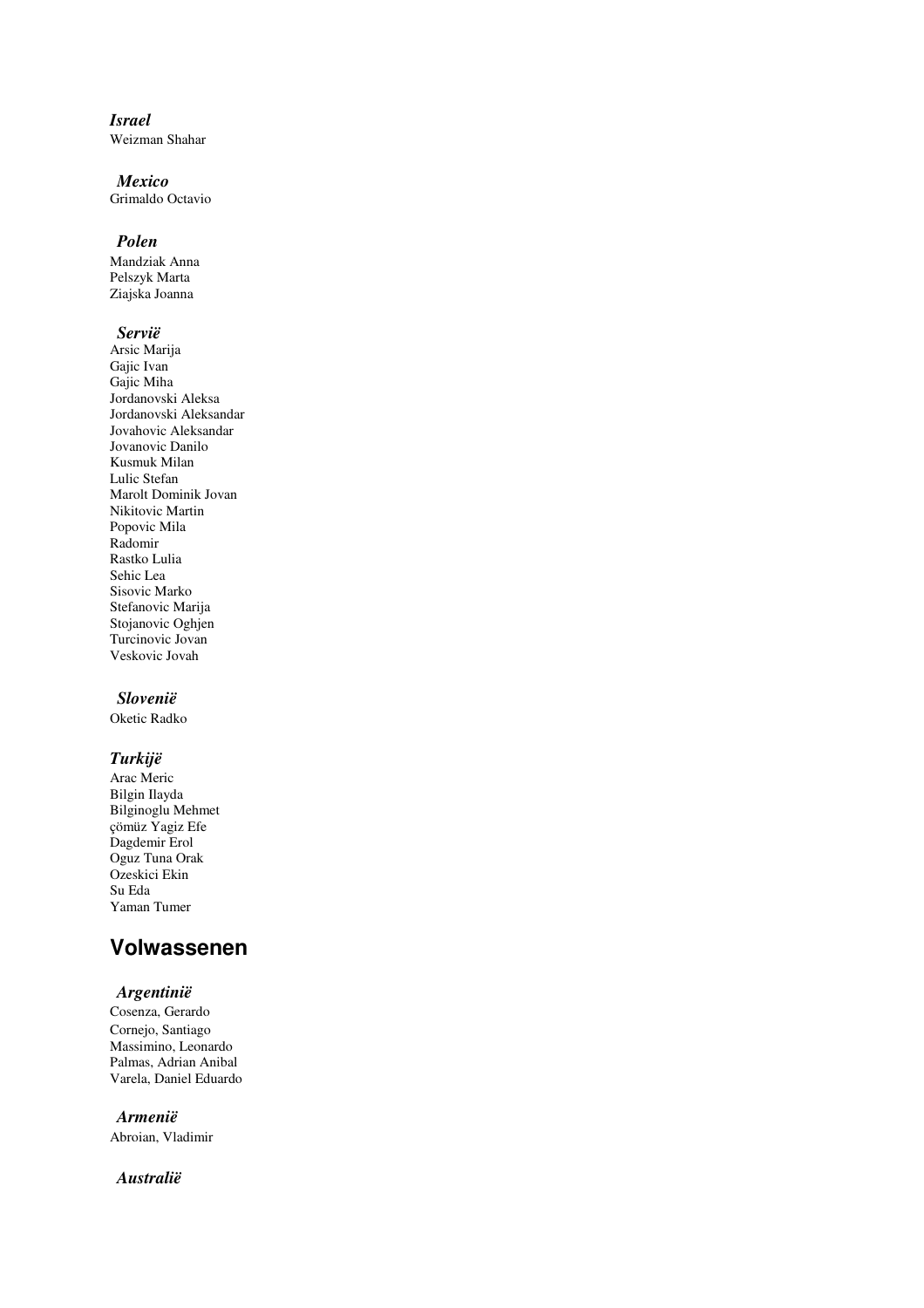*Israel*

Weizman Shahar

*Mexico*

Grimaldo Octavio

*Polen*

Mandziak Anna
Pelszyk Marta
Ziajska Joanna

*Servië*

Arsic Marija
Gajic Ivan
Gajic Miha
Jordanovski Aleksa
Jordanovski Aleksandar
Jovahovic Aleksandar
Jovanovic Danilo
Kusmuk Milan
Lulic Stefan
Marolt Dominik Jovan
Nikitovic Martin
Popovic Mila
Radomir
Rastko Lulia
Sehic Lea
Sisovic Marko
Stefanovic Marija
Stojanovic Oghjen
Turcinovic Jovan
Veskovic Jovah

*Slovenië*

Oketic Radko

*Turkijë*

Arac Meric
Bilgin Ilayda
Bilginoglu Mehmet
çömüz Yagiz Efe
Dagdemir Erol
Oguz Tuna Orak
Ozeskici Ekin
Su Eda
Yaman Tumer

## Volwassenen

*Argentinië*

Cosenza, Gerardo
Cornejo, Santiago
Massimino, Leonardo
Palmas, Adrian Anibal
Varela, Daniel Eduardo

*Armenië*

Abroian, Vladimir

*Australië*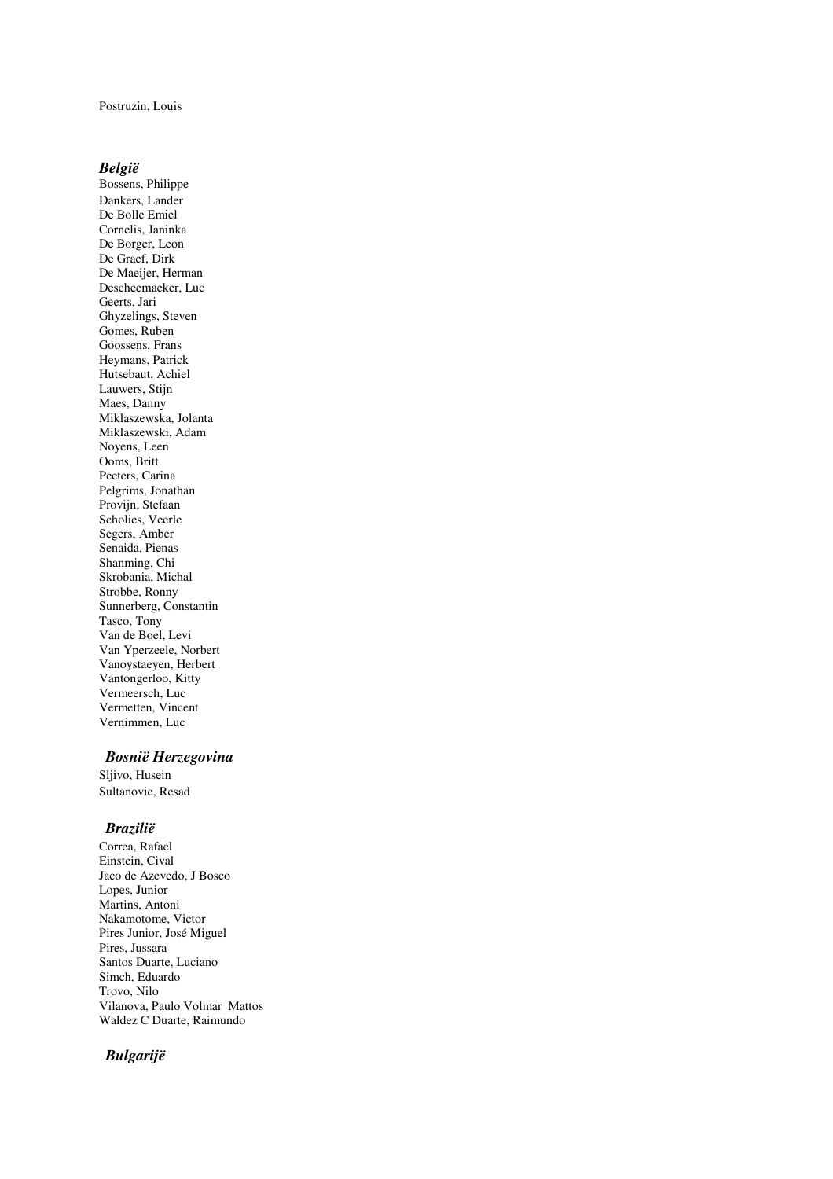Postruzin, Louis

### *België*

Bossens, Philippe
Dankers, Lander
De Bolle Emiel
Cornelis, Janinka
De Borger, Leon
De Graef, Dirk
De Maeijer, Herman
Descheemaeker, Luc
Geerts, Jari
Ghyzelings, Steven
Gomes, Ruben
Goossens, Frans
Heymans, Patrick
Hutsebaut, Achiel
Lauwers, Stijn
Maes, Danny
Miklaszewska, Jolanta
Miklaszewski, Adam
Noyens, Leen
Ooms, Britt
Peeters, Carina
Pelgrims, Jonathan
Provijn, Stefaan
Scholies, Veerle
Segers, Amber
Senaida, Pienas
Shanming, Chi
Skrobania, Michal
Strobbe, Ronny
Sunnerberg, Constantin
Tasco, Tony
Van de Boel, Levi
Van Yperzeele, Norbert
Vanoystaeyen, Herbert
Vantongerloo, Kitty
Vermeersch, Luc
Vermetten, Vincent
Vernimmen, Luc

### *Bosnië Herzegovina*

Sljivo, Husein
Sultanovic, Resad

### *Brazilië*

Correa, Rafael
Einstein, Cival
Jaco de Azevedo, J Bosco
Lopes, Junior
Martins, Antoni
Nakamotome, Victor
Pires Junior, José Miguel
Pires, Jussara
Santos Duarte, Luciano
Simch, Eduardo
Trovo, Nilo
Vilanova, Paulo Volmar Mattos
Waldez C Duarte, Raimundo

### *Bulgarijë*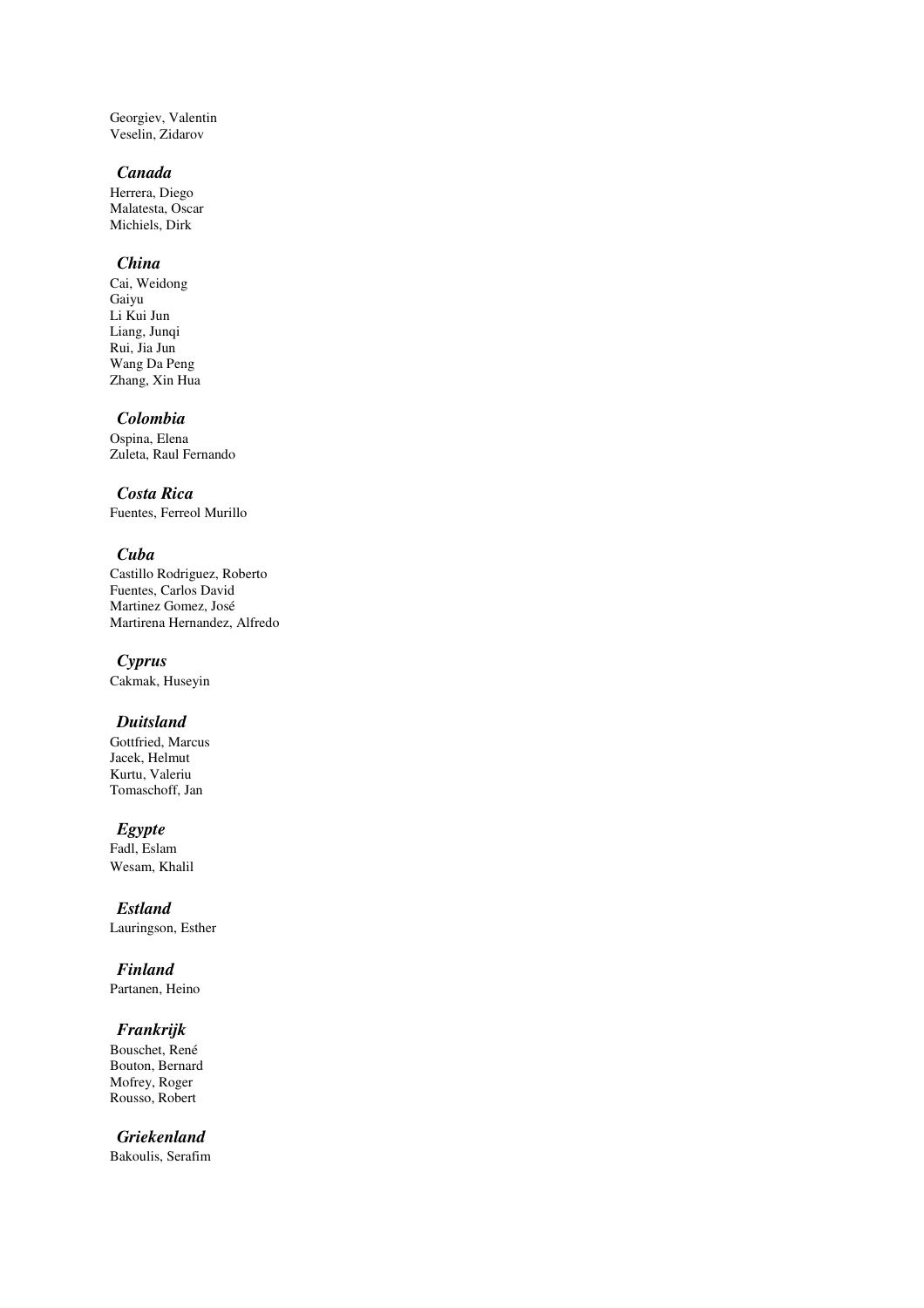Georgiev, Valentin
Veselin, Zidarov

### *Canada*

Herrera, Diego
Malatesta, Oscar
Michiels, Dirk

### *China*

Cai, Weidong
Gaiyu
Li Kui Jun
Liang, Junqi
Rui, Jia Jun
Wang Da Peng
Zhang, Xin Hua

### *Colombia*

Ospina, Elena
Zuleta, Raul Fernando

### *Costa Rica*

Fuentes, Ferreol Murillo

### *Cuba*

Castillo Rodriguez, Roberto
Fuentes, Carlos David
Martinez Gomez, José
Martirena Hernandez, Alfredo

### *Cyprus*

Cakmak, Huseyin

### *Duitsland*

Gottfried, Marcus
Jacek, Helmut
Kurtu, Valeriu
Tomaschoff, Jan

### *Egypte*

Fadl, Eslam
Wesam, Khalil

### *Estland*

Lauringson, Esther

### *Finland*

Partanen, Heino

### *Frankrijk*

Bouschet, René
Bouton, Bernard
Mofrey, Roger
Rousso, Robert

### *Griekenland*

Bakoulis, Serafim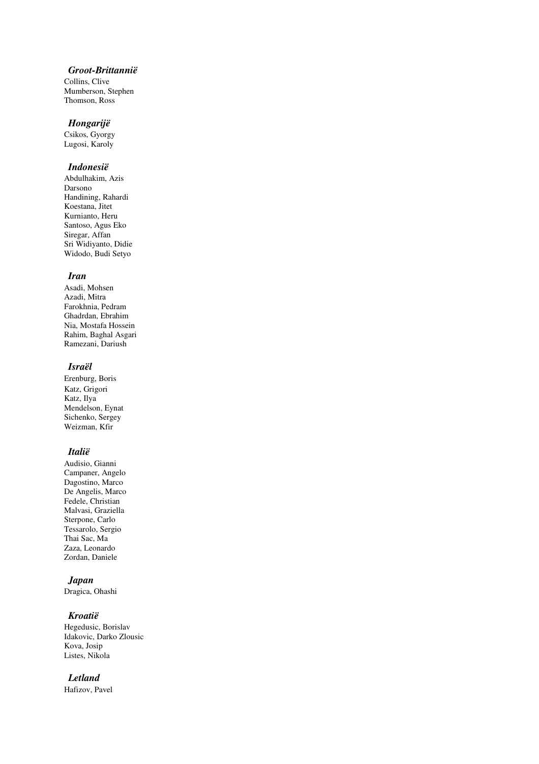### *Groot-Brittannië*

Collins, Clive
Mumberson, Stephen
Thomson, Ross

### *Hongarijë*

Csikos, Gyorgy
Lugosi, Karoly

### *Indonesië*

Abdulhakim, Azis
Darsono
Handining, Rahardi
Koestana, Jitet
Kurnianto, Heru
Santoso, Agus Eko
Siregar, Affan
Sri Widiyanto, Didie
Widodo, Budi Setyo

### *Iran*

Asadi, Mohsen
Azadi, Mitra
Farokhnia, Pedram
Ghadrdan, Ebrahim
Nia, Mostafa Hossein
Rahim, Baghal Asgari
Ramezani, Dariush

### *Israël*

Erenburg, Boris
Katz, Grigori
Katz, Ilya
Mendelson, Eynat
Sichenko, Sergey
Weizman, Kfir

### *Italië*

Audisio, Gianni
Campaner, Angelo
Dagostino, Marco
De Angelis, Marco
Fedele, Christian
Malvasi, Graziella
Sterpone, Carlo
Tessarolo, Sergio
Thai Sac, Ma
Zaza, Leonardo
Zordan, Daniele

### *Japan*

Dragica, Ohashi

### *Kroatië*

Hegedusic, Borislav
Idakovic, Darko Zlousic
Kova, Josip
Listes, Nikola

### *Letland*

Hafizov, Pavel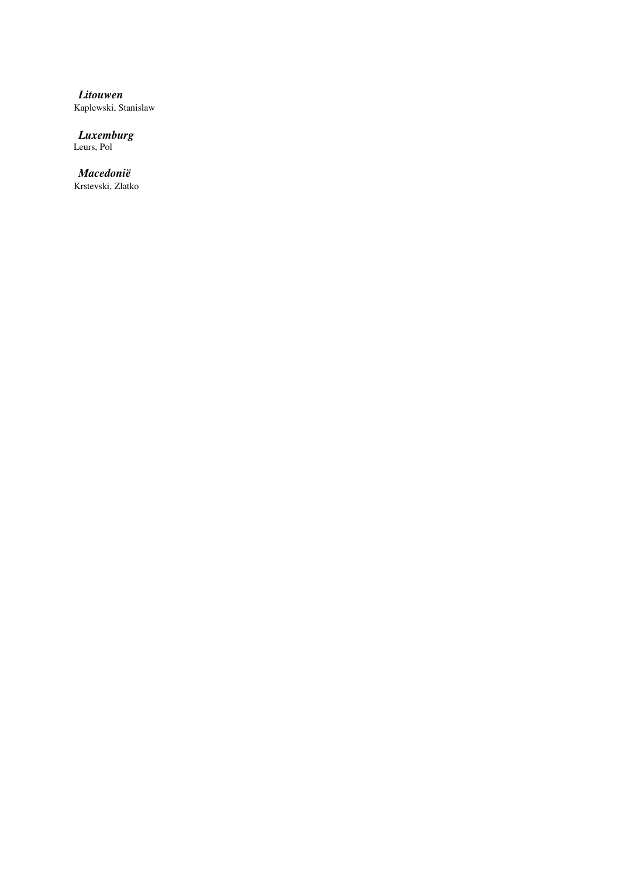***Litouwen***
Kaplewski, Stanislaw

***Luxemburg***
Leurs, Pol

***Macedonië***
Krstevski, Zlatko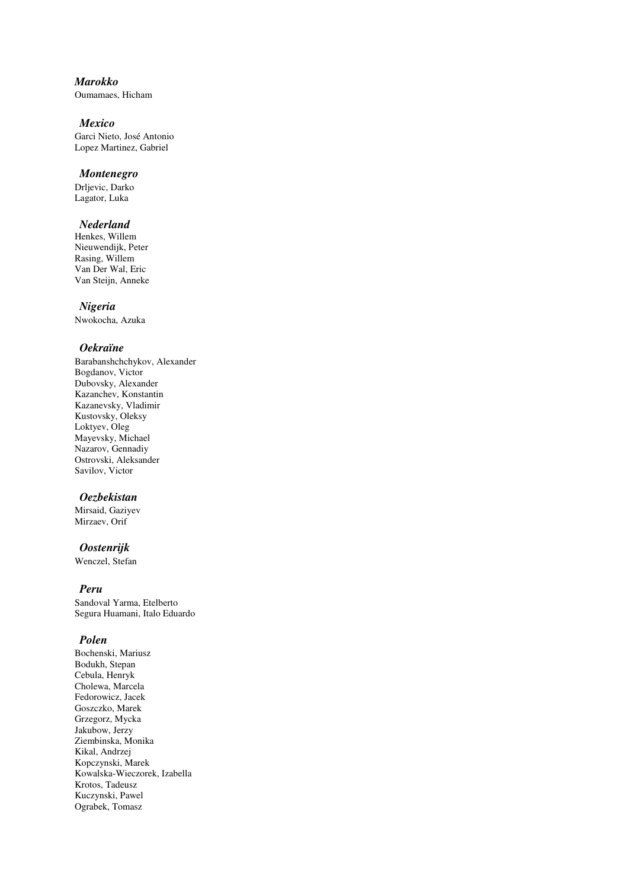*Marokko*

Oumamaes, Hicham

*Mexico*

Garci Nieto, José Antonio
Lopez Martinez, Gabriel

*Montenegro*

Drljevic, Darko
Lagator, Luka

*Nederland*

Henkes, Willem
Nieuwendijk, Peter
Rasing, Willem
Van Der Wal, Eric
Van Steijn, Anneke

*Nigeria*

Nwokocha, Azuka

*Oekraïne*

Barabanshchchykov, Alexander
Bogdanov, Victor
Dubovsky, Alexander
Kazanchev, Konstantin
Kazanevsky, Vladimir
Kustovsky, Oleksy
Loktyev, Oleg
Mayevsky, Michael
Nazarov, Gennadiy
Ostrovski, Aleksander
Savilov, Victor

*Oezbekistan*

Mirsaid, Gaziyev
Mirzaev, Orif

*Oostenrijk*

Wenczel, Stefan

*Peru*

Sandoval Yarma, Etelberto
Segura Huamani, Italo Eduardo

*Polen*

Bochenski, Mariusz
Bodukh, Stepan
Cebula, Henryk
Cholewa, Marcela
Fedorowicz, Jacek
Goszczko, Marek
Grzegorz, Mycka
Jakubow, Jerzy
Ziembinska, Monika
Kikal, Andrzej
Kopczynski, Marek
Kowalska-Wieczorek, Izabella
Krotos, Tadeusz
Kuczynski, Pawel
Ograbek, Tomasz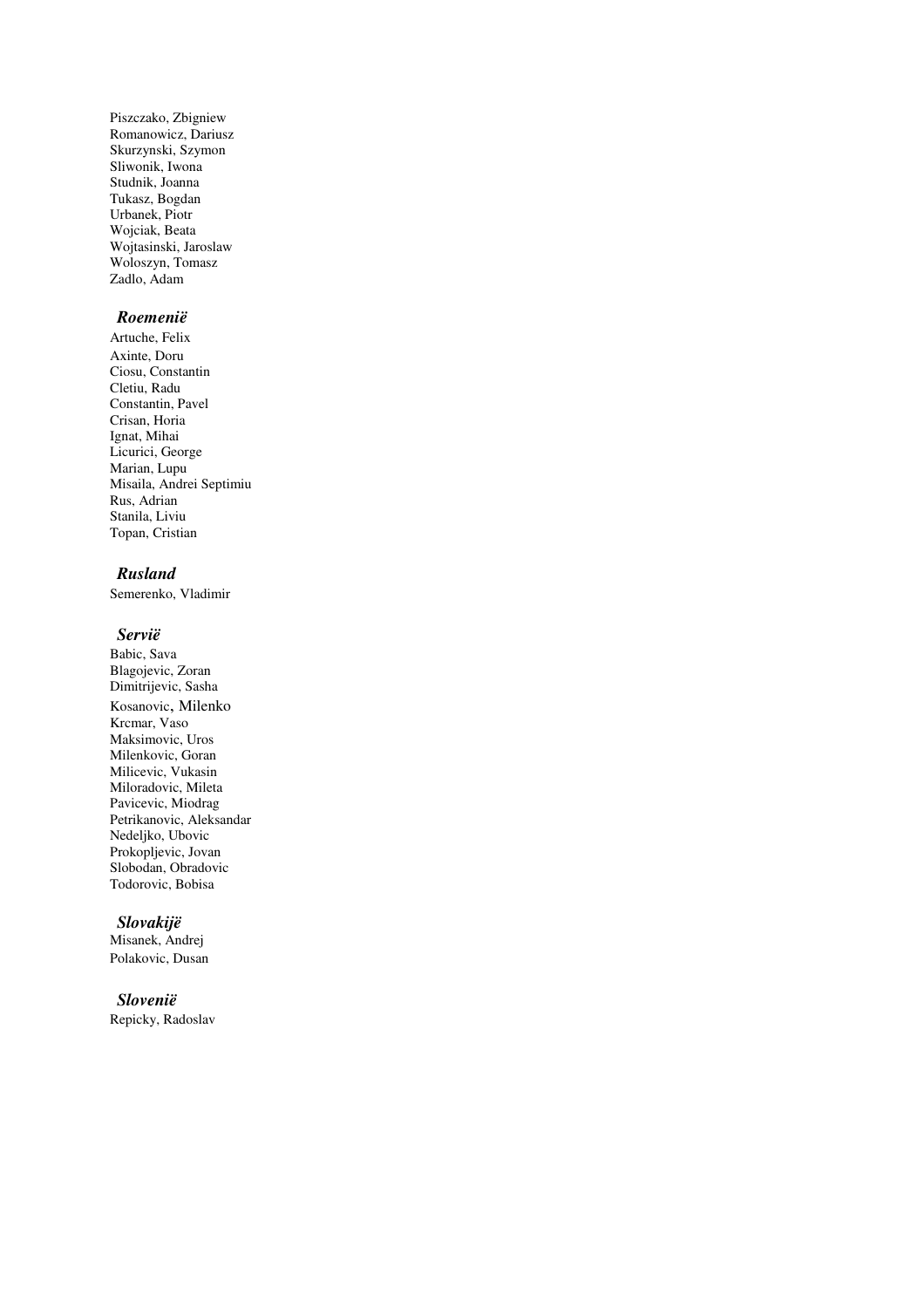Piszczako, Zbigniew
Romanowicz, Dariusz
Skurzynski, Szymon
Sliwonik, Iwona
Studnik, Joanna
Tukasz, Bogdan
Urbanek, Piotr
Wojciak, Beata
Wojtasinski, Jaroslaw
Woloszyn, Tomasz
Zadlo, Adam

### *Roemenië*

Artuche, Felix
Axinte, Doru
Ciosu, Constantin
Cletiu, Radu
Constantin, Pavel
Crisan, Horia
Ignat, Mihai
Licurici, George
Marian, Lupu
Misaila, Andrei Septimiu
Rus, Adrian
Stanila, Liviu
Topan, Cristian

### *Rusland*

Semerenko, Vladimir

### *Servië*

Babic, Sava
Blagojevic, Zoran
Dimitrijevic, Sasha
Kosanovic, Milenko
Krcmar, Vaso
Maksimovic, Uros
Milenkovic, Goran
Milicevic, Vukasin
Miloradovic, Mileta
Pavicevic, Miodrag
Petrikanovic, Aleksandar
Nedeljko, Ubovic
Prokopljevic, Jovan
Slobodan, Obradovic
Todorovic, Bobisa

### *Slovakijë*

Misanek, Andrej
Polakovic, Dusan

### *Slovenië*

Repicky, Radoslav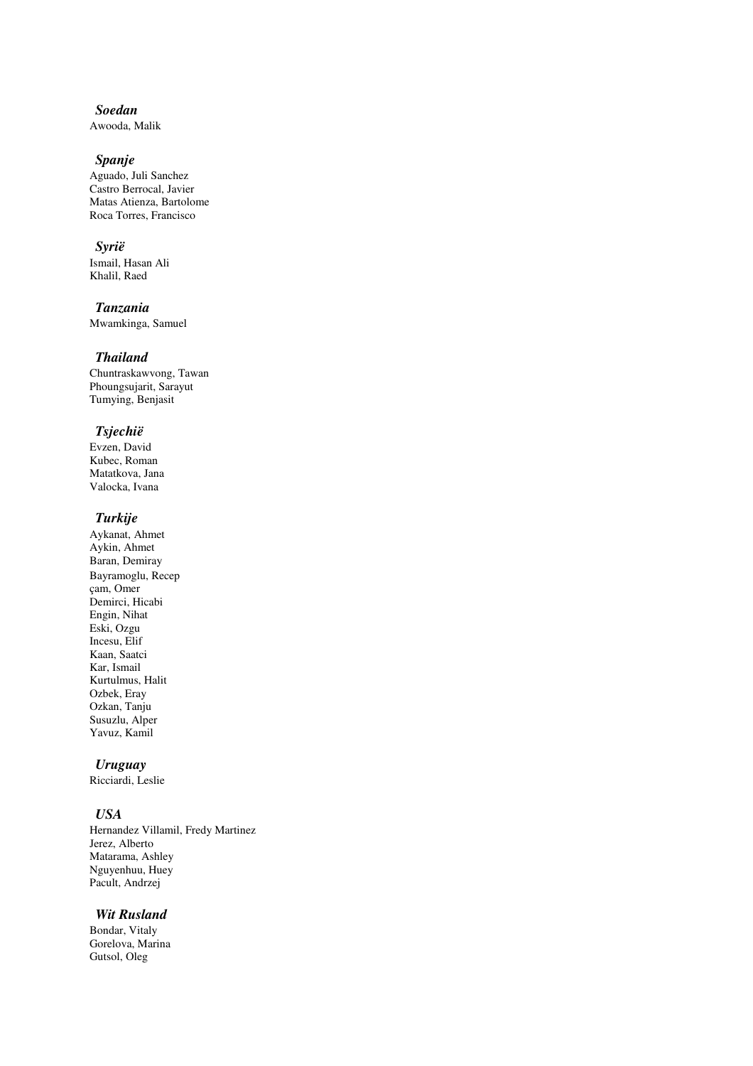***Soedan***

Awooda, Malik

***Spanje***

Aguado, Juli Sanchez
Castro Berrocal, Javier
Matas Atienza, Bartolome
Roca Torres, Francisco

***Syrië***

Ismail, Hasan Ali
Khalil, Raed

***Tanzania***

Mwamkinga, Samuel

***Thailand***

Chuntraskawvong, Tawan
Phoungsujarit, Sarayut
Tumying, Benjasit

***Tsjechië***

Evzen, David
Kubec, Roman
Matatkova, Jana
Valocka, Ivana

***Turkije***

Aykanat, Ahmet
Aykin, Ahmet
Baran, Demiray
Bayramoglu, Recep
çam, Omer
Demirci, Hicabi
Engin, Nihat
Eski, Ozgu
Incesu, Elif
Kaan, Saatci
Kar, Ismail
Kurtulmus, Halit
Ozbek, Eray
Ozkan, Tanju
Susuzlu, Alper
Yavuz, Kamil

***Uruguay***

Ricciardi, Leslie

***USA***

Hernandez Villamil, Fredy Martinez
Jerez, Alberto
Matarama, Ashley
Nguyenhuu, Huey
Pacult, Andrzej

***Wit Rusland***

Bondar, Vitaly
Gorelova, Marina
Gutsol, Oleg